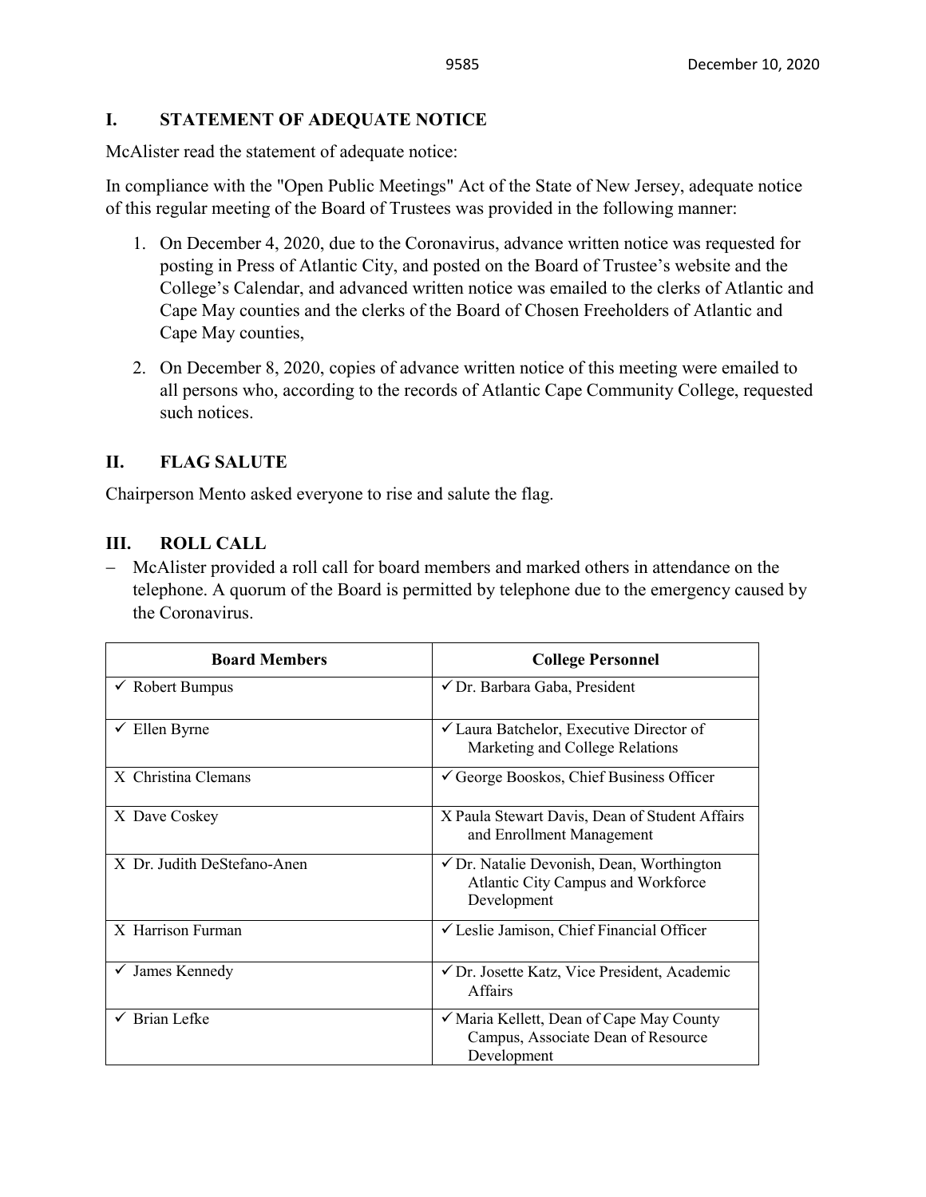## I. STATEMENT OF ADEQUATE NOTICE

McAlister read the statement of adequate notice:

In compliance with the "Open Public Meetings" Act of the State of New Jersey, adequate notice of this regular meeting of the Board of Trustees was provided in the following manner:

1. On December 4, 2020, due to the Coronavirus, advance written notice was requested for posting in Press of Atlantic City, and posted on the Board of Trustee's website and the College's Calendar, and advanced written notice was emailed to the clerks of Atlantic and Cape May counties and the clerks of the Board of Chosen Freeholders of Atlantic and Cape May counties,
2. On December 8, 2020, copies of advance written notice of this meeting were emailed to all persons who, according to the records of Atlantic Cape Community College, requested such notices.

## II. FLAG SALUTE

Chairperson Mento asked everyone to rise and salute the flag.

## III. ROLL CALL

- McAlister provided a roll call for board members and marked others in attendance on the telephone. A quorum of the Board is permitted by telephone due to the emergency caused by the Coronavirus.

| Board Members | College Personnel |
|---|---|
| ✓ Robert Bumpus | ✓ Dr. Barbara Gaba, President |
| ✓ Ellen Byrne | ✓ Laura Batchelor, Executive Director of Marketing and College Relations |
| X Christina Clemans | ✓ George Booskos, Chief Business Officer |
| X Dave Coskey | X Paula Stewart Davis, Dean of Student Affairs and Enrollment Management |
| X Dr. Judith DeStefano-Anen | ✓ Dr. Natalie Devonish, Dean, Worthington Atlantic City Campus and Workforce Development |
| X Harrison Furman | ✓ Leslie Jamison, Chief Financial Officer |
| ✓ James Kennedy | ✓ Dr. Josette Katz, Vice President, Academic Affairs |
| ✓ Brian Lefke | ✓ Maria Kellett, Dean of Cape May County Campus, Associate Dean of Resource Development |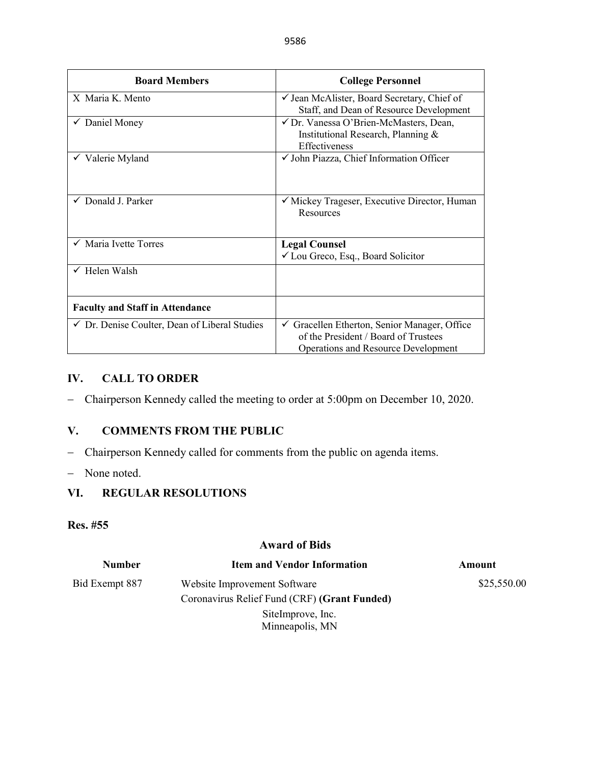| Board Members | College Personnel |
| --- | --- |
| X Maria K. Mento | ✓ Jean McAlister, Board Secretary, Chief of Staff, and Dean of Resource Development |
| ✓ Daniel Money | ✓ Dr. Vanessa O'Brien-McMasters, Dean, Institutional Research, Planning & Effectiveness |
| ✓ Valerie Myland | ✓ John Piazza, Chief Information Officer |
| ✓ Donald J. Parker | ✓ Mickey Trageser, Executive Director, Human Resources |
| ✓ Maria Ivette Torres | **Legal Counsel**<br>✓ Lou Greco, Esq., Board Solicitor |
| ✓ Helen Walsh | |
| **Faculty and Staff in Attendance** | |
| ✓ Dr. Denise Coulter, Dean of Liberal Studies | ✓ Gracellen Etherton, Senior Manager, Office of the President / Board of Trustees Operations and Resource Development |

## IV. CALL TO ORDER

- Chairperson Kennedy called the meeting to order at 5:00pm on December 10, 2020.

## V. COMMENTS FROM THE PUBLIC

- Chairperson Kennedy called for comments from the public on agenda items.
- None noted.

## VI. REGULAR RESOLUTIONS

**Res. #55**

**Award of Bids**

| Number | Item and Vendor Information | Amount |
| --- | --- | --- |
| Bid Exempt 887 | Website Improvement Software<br>Coronavirus Relief Fund (CRF) **(Grant Funded)**<br>SiteImprove, Inc.<br>Minneapolis, MN | \$25,550.00 |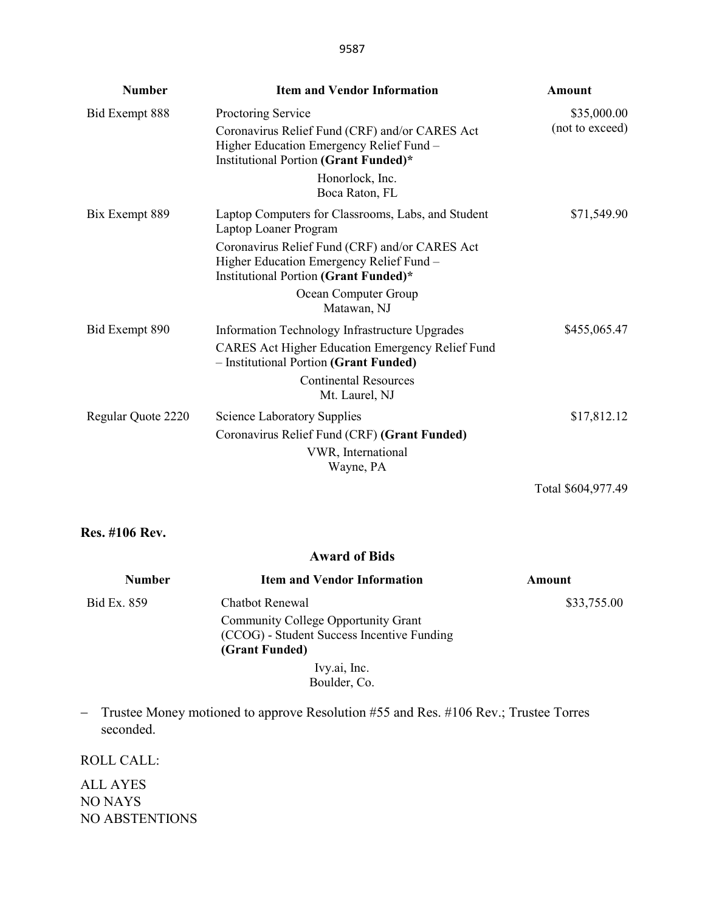| Number | Item and Vendor Information | Amount |
| --- | --- | --- |
| Bid Exempt 888 | Proctoring Service<br>Coronavirus Relief Fund (CRF) and/or CARES Act Higher Education Emergency Relief Fund – Institutional Portion **(Grant Funded)***<br>Honorlock, Inc.<br>Boca Raton, FL | $35,000.00 (not to exceed) |
| Bix Exempt 889 | Laptop Computers for Classrooms, Labs, and Student Laptop Loaner Program<br>Coronavirus Relief Fund (CRF) and/or CARES Act Higher Education Emergency Relief Fund – Institutional Portion **(Grant Funded)***<br>Ocean Computer Group<br>Matawan, NJ | $71,549.90 |
| Bid Exempt 890 | Information Technology Infrastructure Upgrades<br>CARES Act Higher Education Emergency Relief Fund – Institutional Portion **(Grant Funded)**<br>Continental Resources<br>Mt. Laurel, NJ | $455,065.47 |
| Regular Quote 2220 | Science Laboratory Supplies<br>Coronavirus Relief Fund (CRF) **(Grant Funded)**<br>VWR, International<br>Wayne, PA | $17,812.12 |
| | | Total $604,977.49 |

**Res. #106 Rev.**

**Award of Bids**

| Number | Item and Vendor Information | Amount |
| --- | --- | --- |
| Bid Ex. 859 | Chatbot Renewal<br>Community College Opportunity Grant (CCOG) - Student Success Incentive Funding **(Grant Funded)**<br>Ivy.ai, Inc.<br>Boulder, Co. | $33,755.00 |

- Trustee Money motioned to approve Resolution #55 and Res. #106 Rev.; Trustee Torres seconded.

ROLL CALL:

ALL AYES
NO NAYS
NO ABSTENTIONS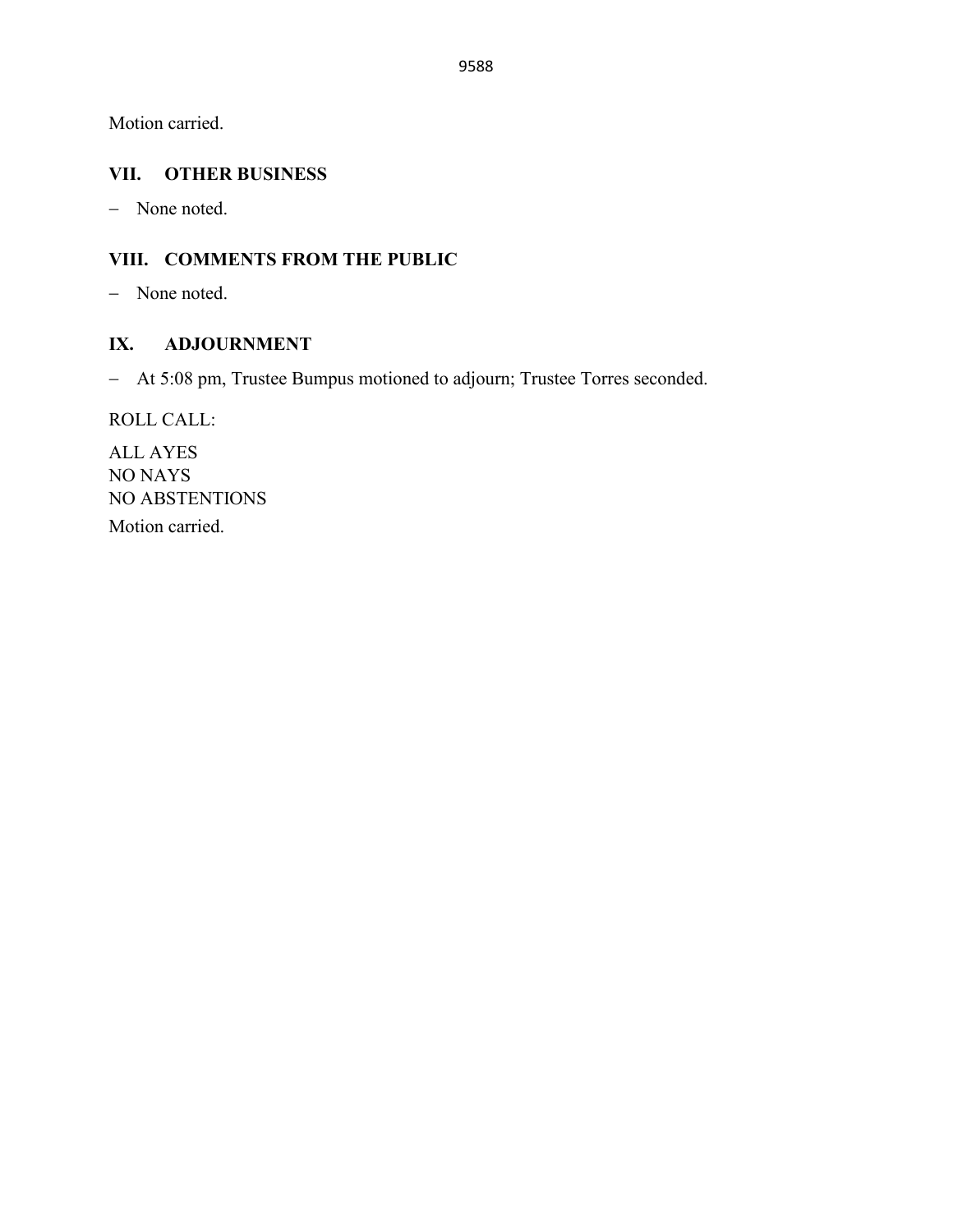Motion carried.

## VII. OTHER BUSINESS

- None noted.

## VIII. COMMENTS FROM THE PUBLIC

- None noted.

## IX. ADJOURNMENT

- At 5:08 pm, Trustee Bumpus motioned to adjourn; Trustee Torres seconded.

ROLL CALL:

ALL AYES
NO NAYS
NO ABSTENTIONS

Motion carried.